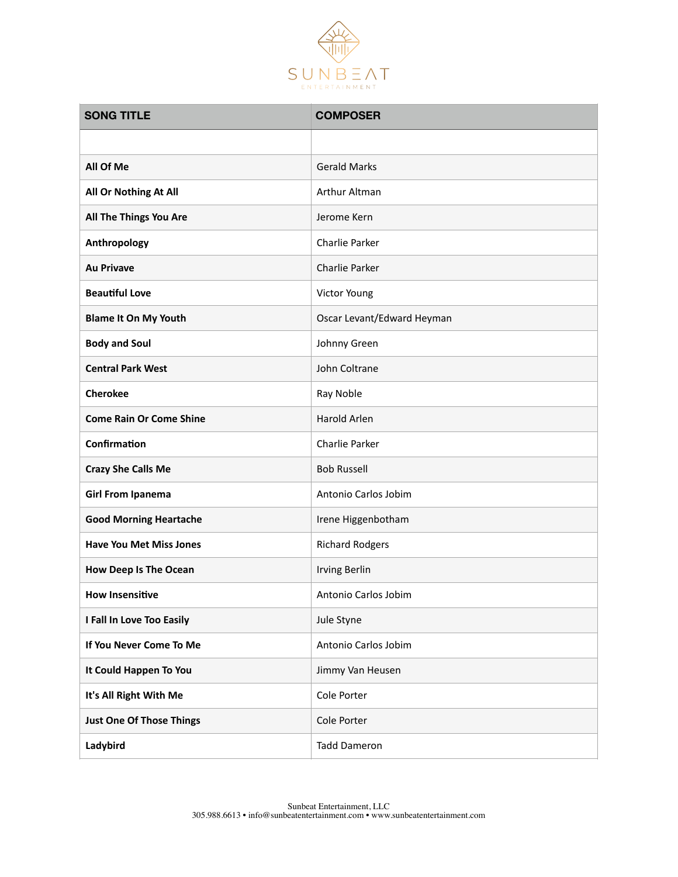SUNBEAT ENTERTAINMENT

| SONG TITLE | COMPOSER |
| --- | --- |
| | |
| **All Of Me** | Gerald Marks |
| **All Or Nothing At All** | Arthur Altman |
| **All The Things You Are** | Jerome Kern |
| **Anthropology** | Charlie Parker |
| **Au Privave** | Charlie Parker |
| **Beautiful Love** | Victor Young |
| **Blame It On My Youth** | Oscar Levant/Edward Heyman |
| **Body and Soul** | Johnny Green |
| **Central Park West** | John Coltrane |
| **Cherokee** | Ray Noble |
| **Come Rain Or Come Shine** | Harold Arlen |
| **Confirmation** | Charlie Parker |
| **Crazy She Calls Me** | Bob Russell |
| **Girl From Ipanema** | Antonio Carlos Jobim |
| **Good Morning Heartache** | Irene Higgenbotham |
| **Have You Met Miss Jones** | Richard Rodgers |
| **How Deep Is The Ocean** | Irving Berlin |
| **How Insensitive** | Antonio Carlos Jobim |
| **I Fall In Love Too Easily** | Jule Styne |
| **If You Never Come To Me** | Antonio Carlos Jobim |
| **It Could Happen To You** | Jimmy Van Heusen |
| **It's All Right With Me** | Cole Porter |
| **Just One Of Those Things** | Cole Porter |
| **Ladybird** | Tadd Dameron |

Sunbeat Entertainment, LLC
305.988.6613 • info@sunbeatentertainment.com • www.sunbeatentertainment.com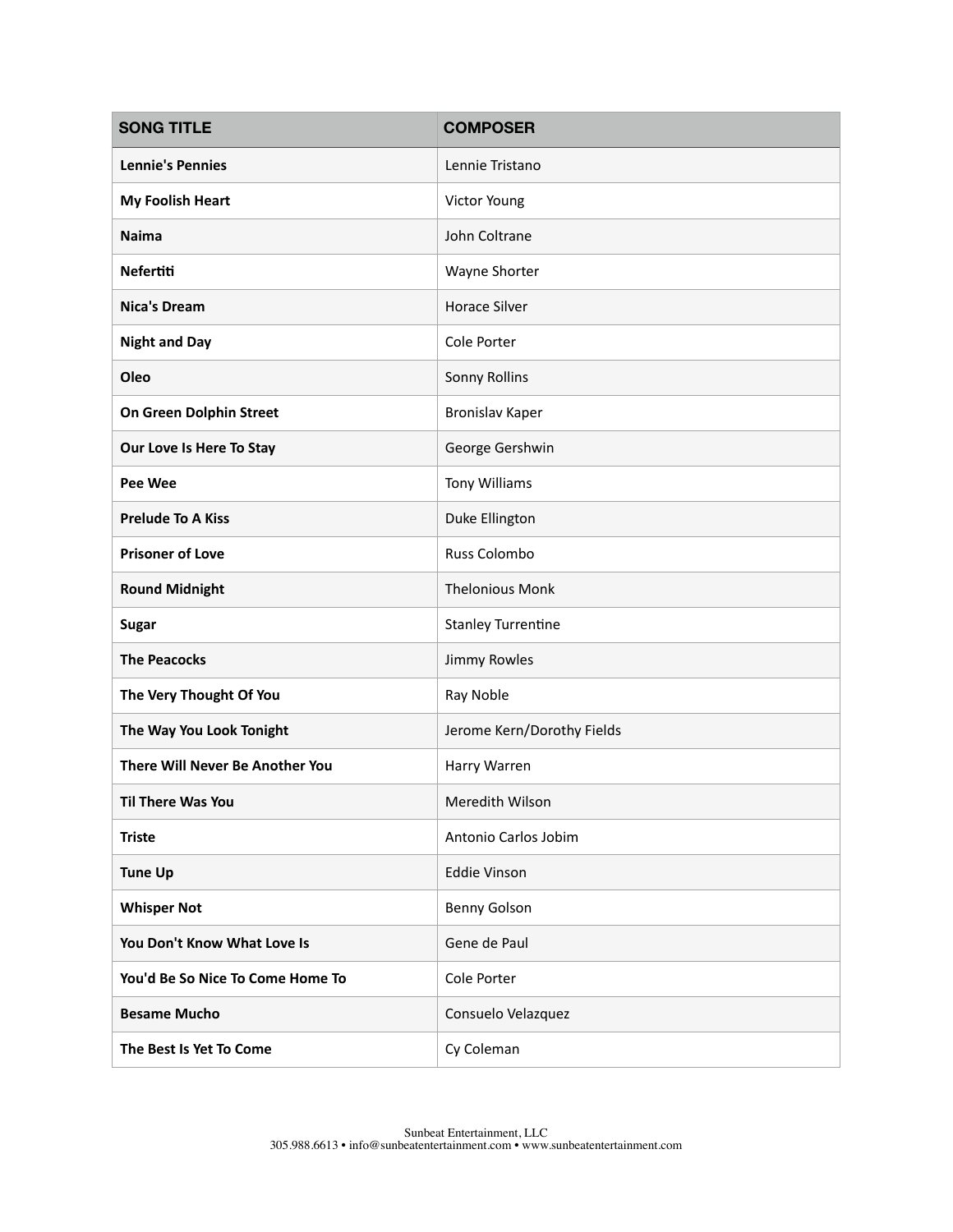| SONG TITLE | COMPOSER |
| --- | --- |
| **Lennie's Pennies** | Lennie Tristano |
| **My Foolish Heart** | Victor Young |
| **Naima** | John Coltrane |
| **Nefertiti** | Wayne Shorter |
| **Nica's Dream** | Horace Silver |
| **Night and Day** | Cole Porter |
| **Oleo** | Sonny Rollins |
| **On Green Dolphin Street** | Bronislav Kaper |
| **Our Love Is Here To Stay** | George Gershwin |
| **Pee Wee** | Tony Williams |
| **Prelude To A Kiss** | Duke Ellington |
| **Prisoner of Love** | Russ Colombo |
| **Round Midnight** | Thelonious Monk |
| **Sugar** | Stanley Turrentine |
| **The Peacocks** | Jimmy Rowles |
| **The Very Thought Of You** | Ray Noble |
| **The Way You Look Tonight** | Jerome Kern/Dorothy Fields |
| **There Will Never Be Another You** | Harry Warren |
| **Til There Was You** | Meredith Wilson |
| **Triste** | Antonio Carlos Jobim |
| **Tune Up** | Eddie Vinson |
| **Whisper Not** | Benny Golson |
| **You Don't Know What Love Is** | Gene de Paul |
| **You'd Be So Nice To Come Home To** | Cole Porter |
| **Besame Mucho** | Consuelo Velazquez |
| **The Best Is Yet To Come** | Cy Coleman |

Sunbeat Entertainment, LLC
305.988.6613 • info@sunbeatentertainment.com • www.sunbeatentertainment.com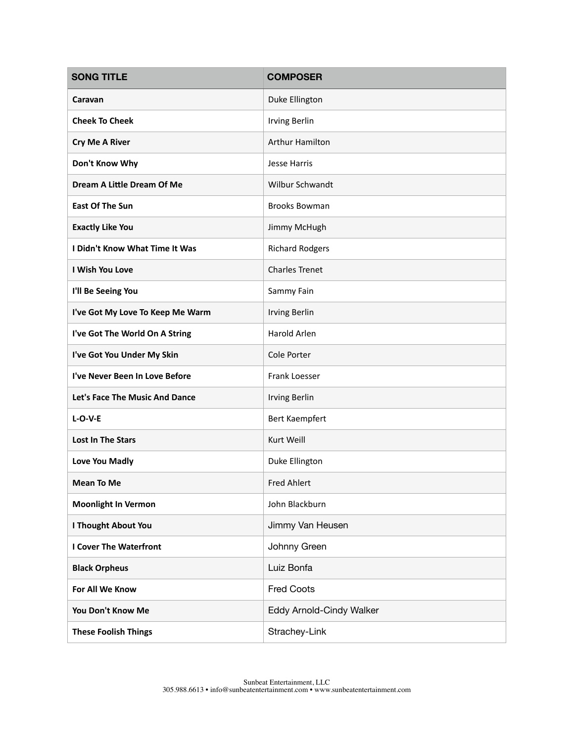| SONG TITLE | COMPOSER |
| --- | --- |
| **Caravan** | Duke Ellington |
| **Cheek To Cheek** | Irving Berlin |
| **Cry Me A River** | Arthur Hamilton |
| **Don't Know Why** | Jesse Harris |
| **Dream A Little Dream Of Me** | Wilbur Schwandt |
| **East Of The Sun** | Brooks Bowman |
| **Exactly Like You** | Jimmy McHugh |
| **I Didn't Know What Time It Was** | Richard Rodgers |
| **I Wish You Love** | Charles Trenet |
| **I'll Be Seeing You** | Sammy Fain |
| **I've Got My Love To Keep Me Warm** | Irving Berlin |
| **I've Got The World On A String** | Harold Arlen |
| **I've Got You Under My Skin** | Cole Porter |
| **I've Never Been In Love Before** | Frank Loesser |
| **Let's Face The Music And Dance** | Irving Berlin |
| **L-O-V-E** | Bert Kaempfert |
| **Lost In The Stars** | Kurt Weill |
| **Love You Madly** | Duke Ellington |
| **Mean To Me** | Fred Ahlert |
| **Moonlight In Vermon** | John Blackburn |
| **I Thought About You** | Jimmy Van Heusen |
| **I Cover The Waterfront** | Johnny Green |
| **Black Orpheus** | Luiz Bonfa |
| **For All We Know** | Fred Coots |
| **You Don't Know Me** | Eddy Arnold-Cindy Walker |
| **These Foolish Things** | Strachey-Link |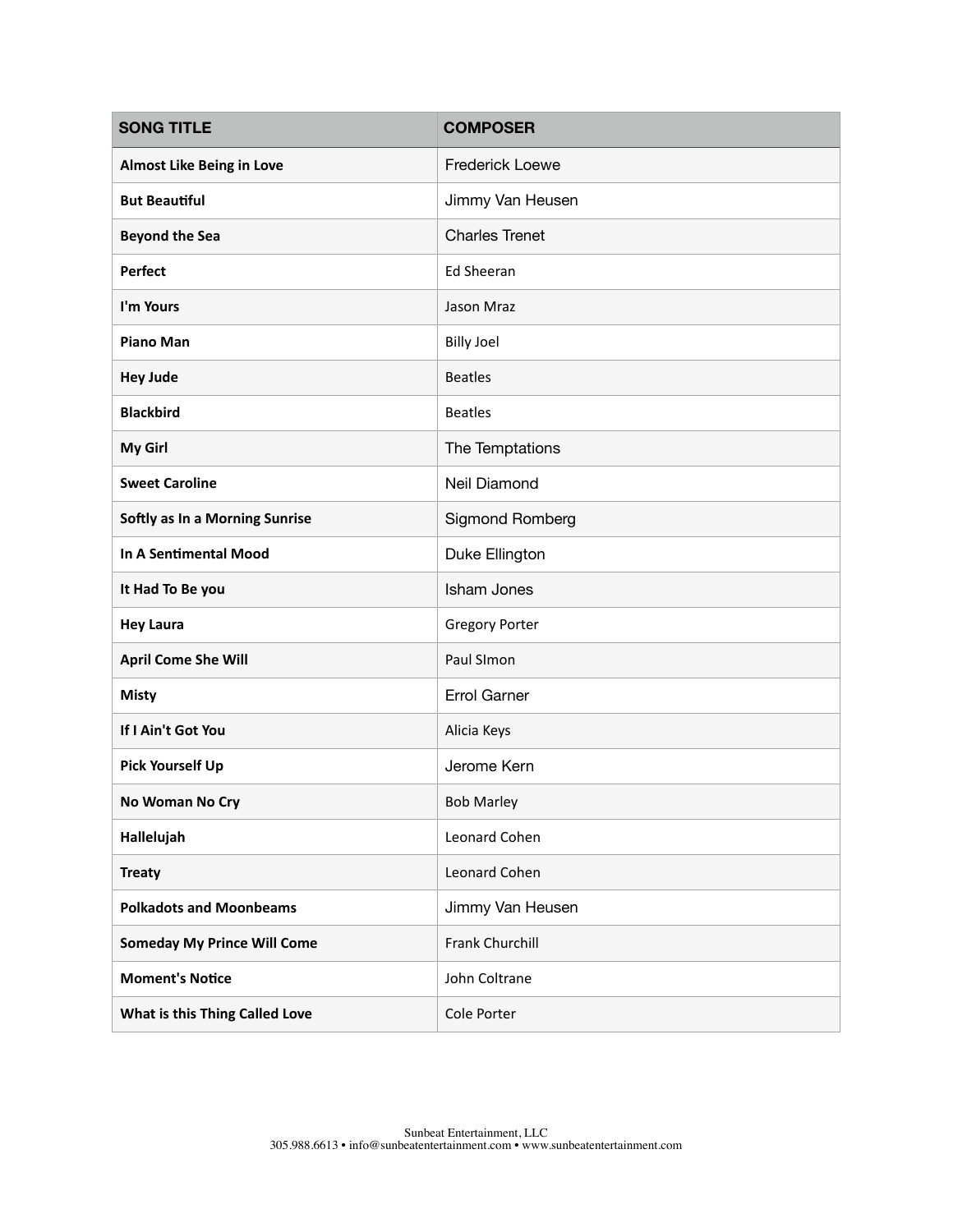| SONG TITLE | COMPOSER |
|---|---|
| **Almost Like Being in Love** | Frederick Loewe |
| **But Beautiful** | Jimmy Van Heusen |
| **Beyond the Sea** | Charles Trenet |
| **Perfect** | Ed Sheeran |
| **I'm Yours** | Jason Mraz |
| **Piano Man** | Billy Joel |
| **Hey Jude** | Beatles |
| **Blackbird** | Beatles |
| **My Girl** | The Temptations |
| **Sweet Caroline** | Neil Diamond |
| **Softly as In a Morning Sunrise** | Sigmond Romberg |
| **In A Sentimental Mood** | Duke Ellington |
| **It Had To Be you** | Isham Jones |
| **Hey Laura** | Gregory Porter |
| **April Come She Will** | Paul SImon |
| **Misty** | Errol Garner |
| **If I Ain't Got You** | Alicia Keys |
| **Pick Yourself Up** | Jerome Kern |
| **No Woman No Cry** | Bob Marley |
| **Hallelujah** | Leonard Cohen |
| **Treaty** | Leonard Cohen |
| **Polkadots and Moonbeams** | Jimmy Van Heusen |
| **Someday My Prince Will Come** | Frank Churchill |
| **Moment's Notice** | John Coltrane |
| **What is this Thing Called Love** | Cole Porter |

Sunbeat Entertainment, LLC
305.988.6613 • info@sunbeatentertainment.com • www.sunbeatentertainment.com